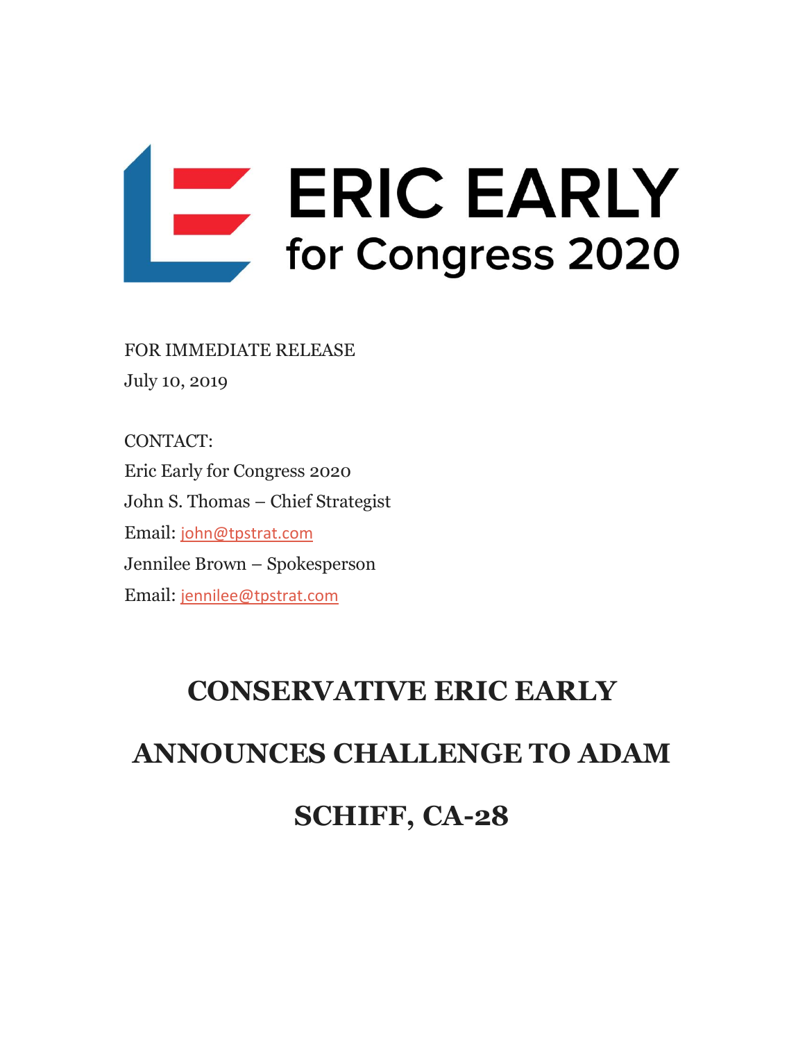ERIC EARLY

for Congress 2020

FOR IMMEDIATE RELEASE

July 10, 2019

CONTACT:

Eric Early for Congress 2020

John S. Thomas – Chief Strategist

Email: john@tpstrat.com

Jennilee Brown – Spokesperson

Email: jennilee@tpstrat.com

# CONSERVATIVE ERIC EARLY ANNOUNCES CHALLENGE TO ADAM SCHIFF, CA-28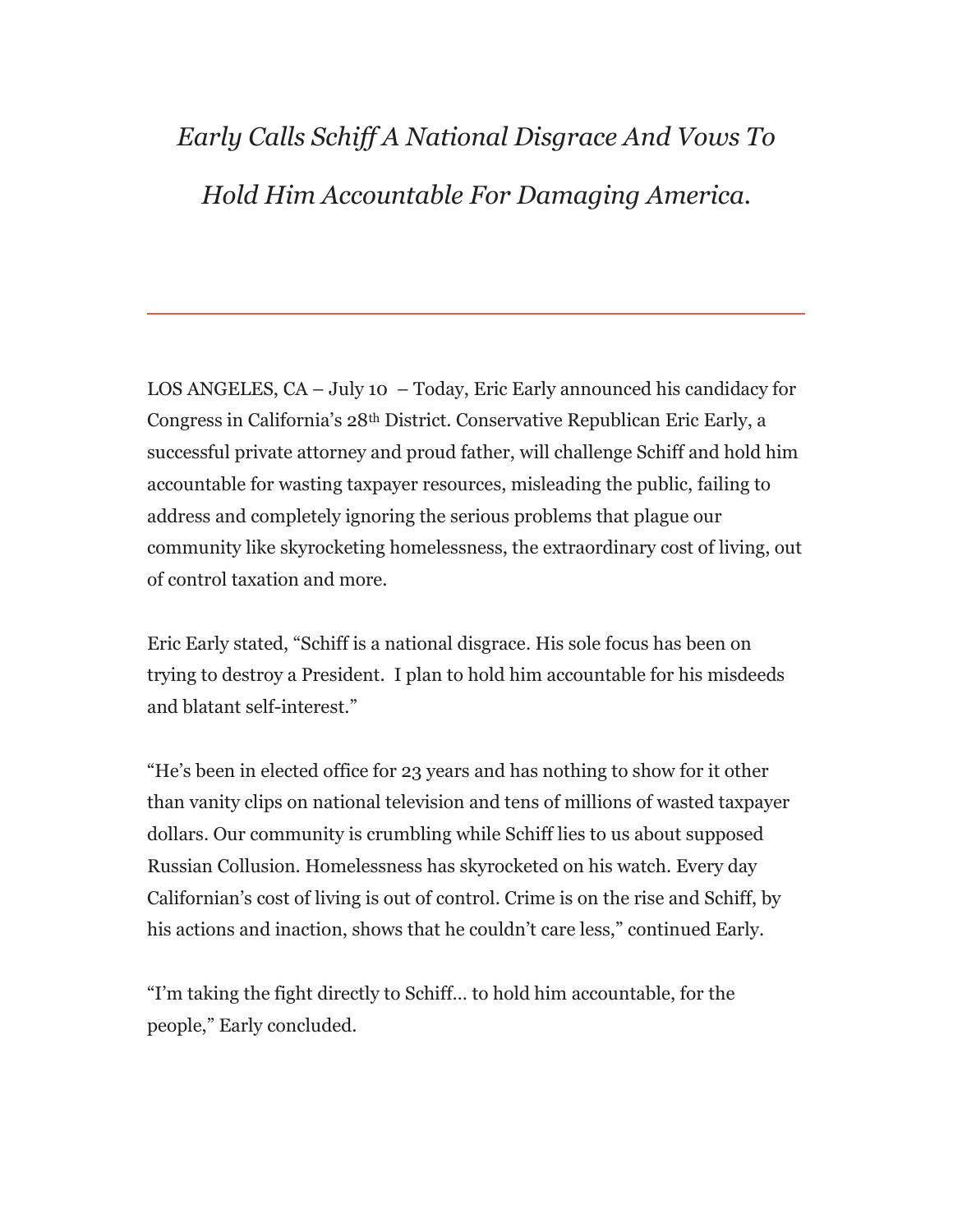# *Early Calls Schiff A National Disgrace And Vows To Hold Him Accountable For Damaging America.*

---

LOS ANGELES, CA – July 10 – Today, Eric Early announced his candidacy for Congress in California's 28th District. Conservative Republican Eric Early, a successful private attorney and proud father, will challenge Schiff and hold him accountable for wasting taxpayer resources, misleading the public, failing to address and completely ignoring the serious problems that plague our community like skyrocketing homelessness, the extraordinary cost of living, out of control taxation and more.

Eric Early stated, "Schiff is a national disgrace. His sole focus has been on trying to destroy a President. I plan to hold him accountable for his misdeeds and blatant self-interest."

"He's been in elected office for 23 years and has nothing to show for it other than vanity clips on national television and tens of millions of wasted taxpayer dollars. Our community is crumbling while Schiff lies to us about supposed Russian Collusion. Homelessness has skyrocketed on his watch. Every day Californian's cost of living is out of control. Crime is on the rise and Schiff, by his actions and inaction, shows that he couldn't care less," continued Early.

"I'm taking the fight directly to Schiff… to hold him accountable, for the people," Early concluded.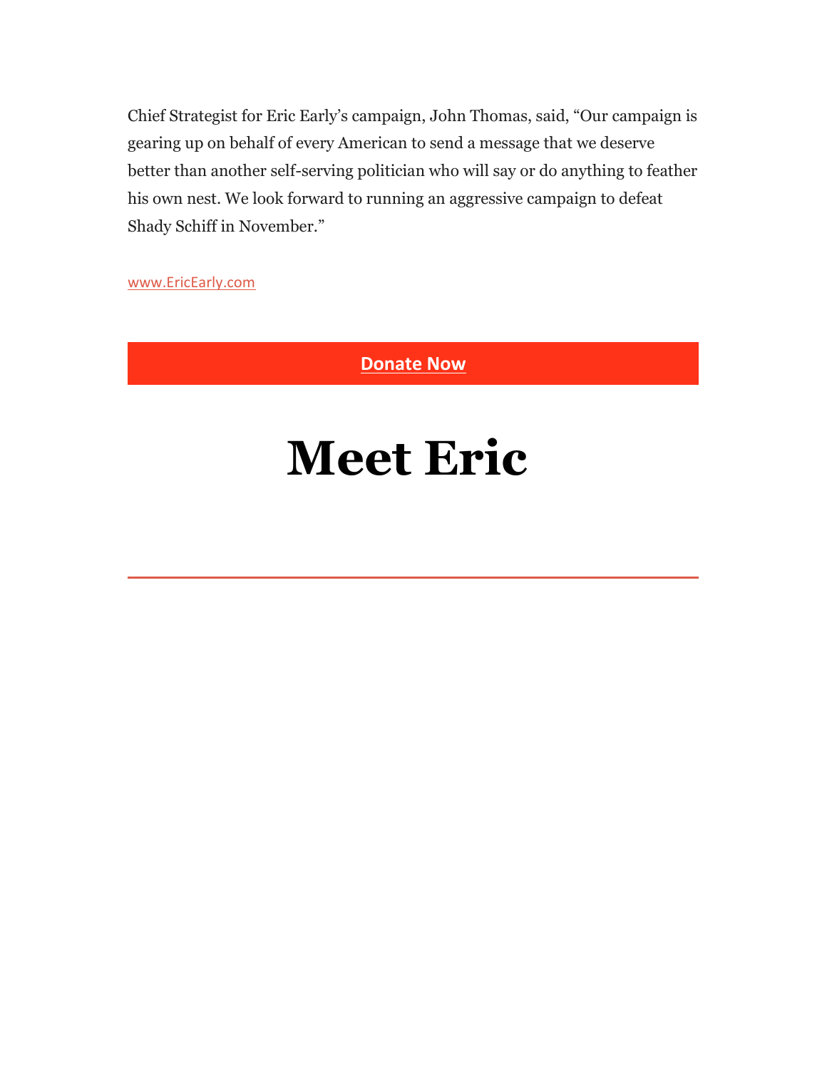Chief Strategist for Eric Early's campaign, John Thomas, said, "Our campaign is gearing up on behalf of every American to send a message that we deserve better than another self-serving politician who will say or do anything to feather his own nest. We look forward to running an aggressive campaign to defeat Shady Schiff in November."

[www.EricEarly.com](http://www.EricEarly.com)

**Donate Now**

# Meet Eric

---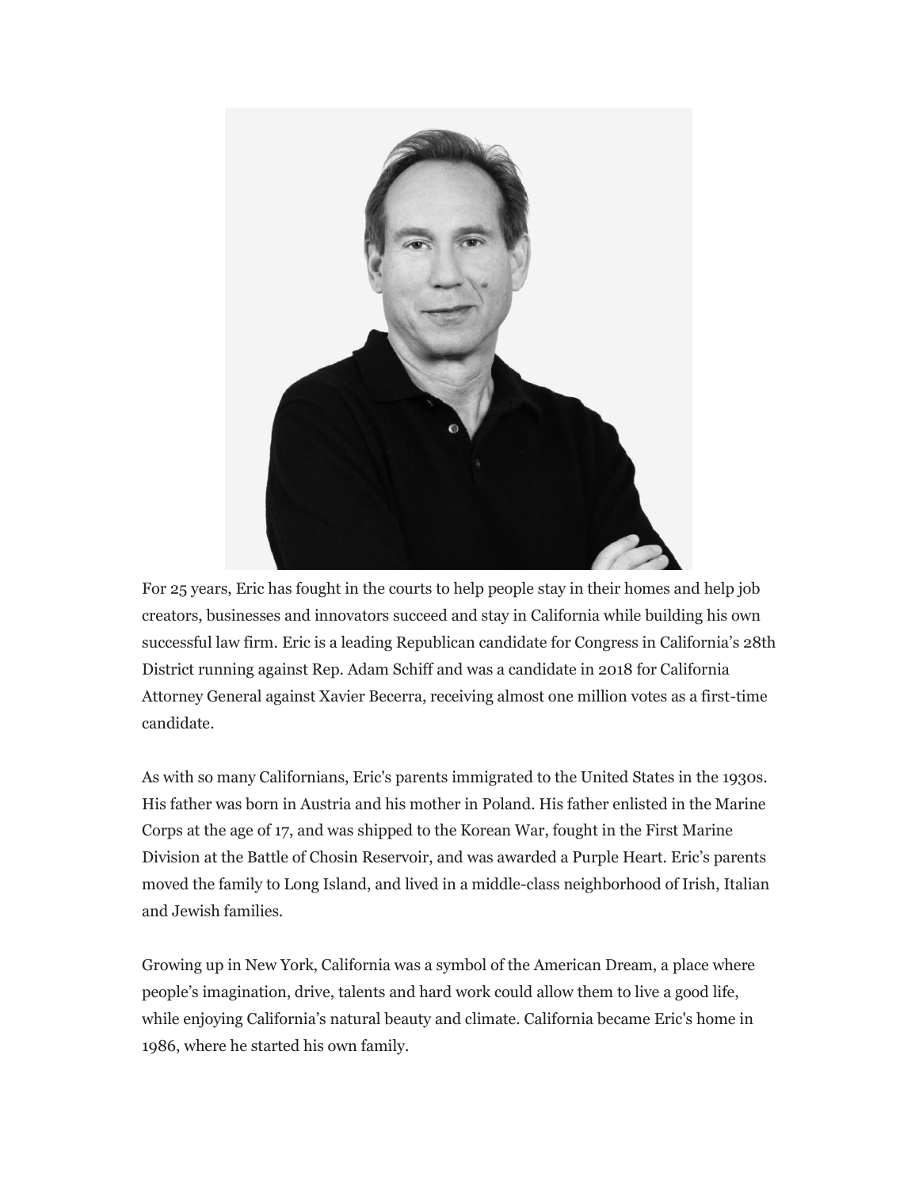For 25 years, Eric has fought in the courts to help people stay in their homes and help job creators, businesses and innovators succeed and stay in California while building his own successful law firm. Eric is a leading Republican candidate for Congress in California's 28th District running against Rep. Adam Schiff and was a candidate in 2018 for California Attorney General against Xavier Becerra, receiving almost one million votes as a first-time candidate.

As with so many Californians, Eric's parents immigrated to the United States in the 1930s. His father was born in Austria and his mother in Poland. His father enlisted in the Marine Corps at the age of 17, and was shipped to the Korean War, fought in the First Marine Division at the Battle of Chosin Reservoir, and was awarded a Purple Heart. Eric's parents moved the family to Long Island, and lived in a middle-class neighborhood of Irish, Italian and Jewish families.

Growing up in New York, California was a symbol of the American Dream, a place where people's imagination, drive, talents and hard work could allow them to live a good life, while enjoying California's natural beauty and climate. California became Eric's home in 1986, where he started his own family.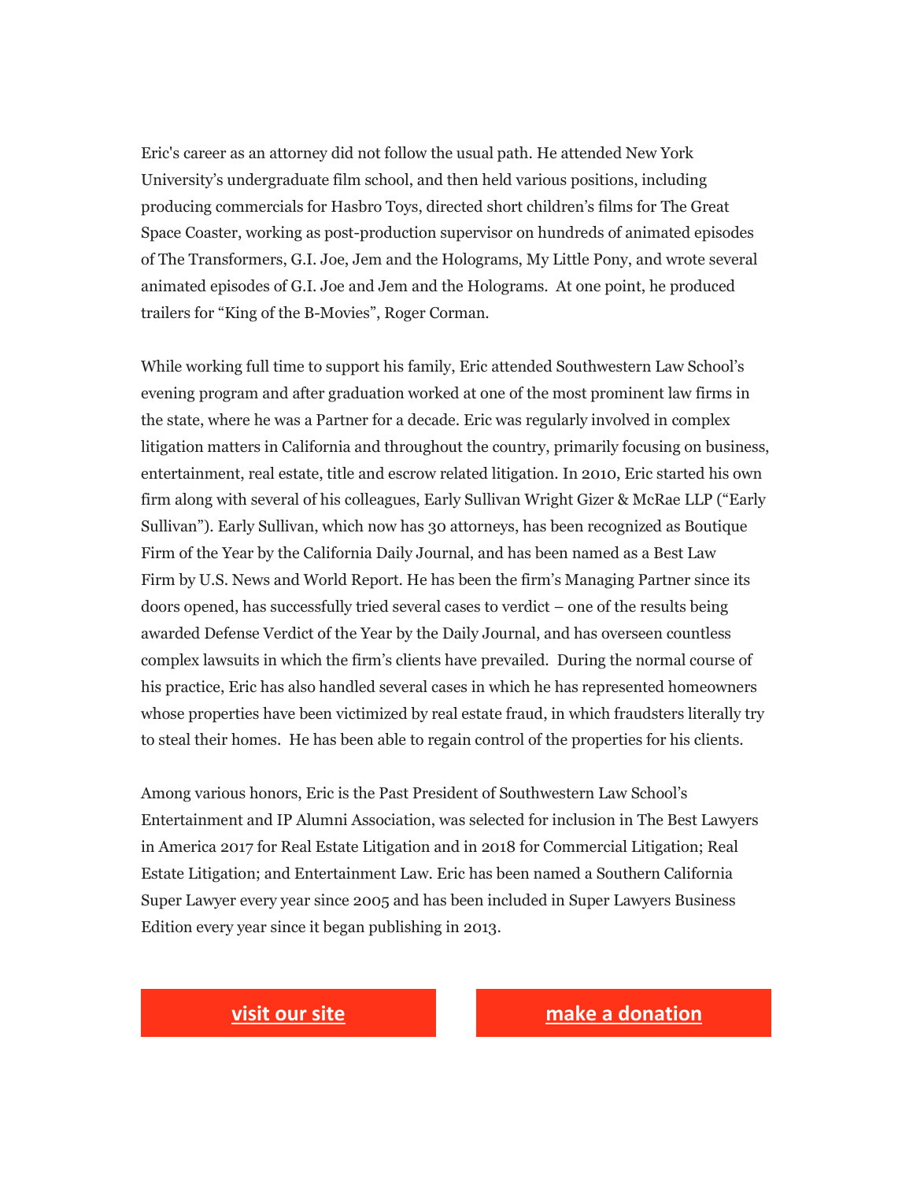Eric's career as an attorney did not follow the usual path. He attended New York University's undergraduate film school, and then held various positions, including producing commercials for Hasbro Toys, directed short children's films for The Great Space Coaster, working as post-production supervisor on hundreds of animated episodes of The Transformers, G.I. Joe, Jem and the Holograms, My Little Pony, and wrote several animated episodes of G.I. Joe and Jem and the Holograms.  At one point, he produced trailers for "King of the B-Movies", Roger Corman.

While working full time to support his family, Eric attended Southwestern Law School's evening program and after graduation worked at one of the most prominent law firms in the state, where he was a Partner for a decade. Eric was regularly involved in complex litigation matters in California and throughout the country, primarily focusing on business, entertainment, real estate, title and escrow related litigation. In 2010, Eric started his own firm along with several of his colleagues, Early Sullivan Wright Gizer & McRae LLP ("Early Sullivan"). Early Sullivan, which now has 30 attorneys, has been recognized as Boutique Firm of the Year by the California Daily Journal, and has been named as a Best Law Firm by U.S. News and World Report. He has been the firm's Managing Partner since its doors opened, has successfully tried several cases to verdict – one of the results being awarded Defense Verdict of the Year by the Daily Journal, and has overseen countless complex lawsuits in which the firm's clients have prevailed.  During the normal course of his practice, Eric has also handled several cases in which he has represented homeowners whose properties have been victimized by real estate fraud, in which fraudsters literally try to steal their homes.  He has been able to regain control of the properties for his clients.

Among various honors, Eric is the Past President of Southwestern Law School's Entertainment and IP Alumni Association, was selected for inclusion in The Best Lawyers in America 2017 for Real Estate Litigation and in 2018 for Commercial Litigation; Real Estate Litigation; and Entertainment Law. Eric has been named a Southern California Super Lawyer every year since 2005 and has been included in Super Lawyers Business Edition every year since it began publishing in 2013.

**visit our site** | **make a donation**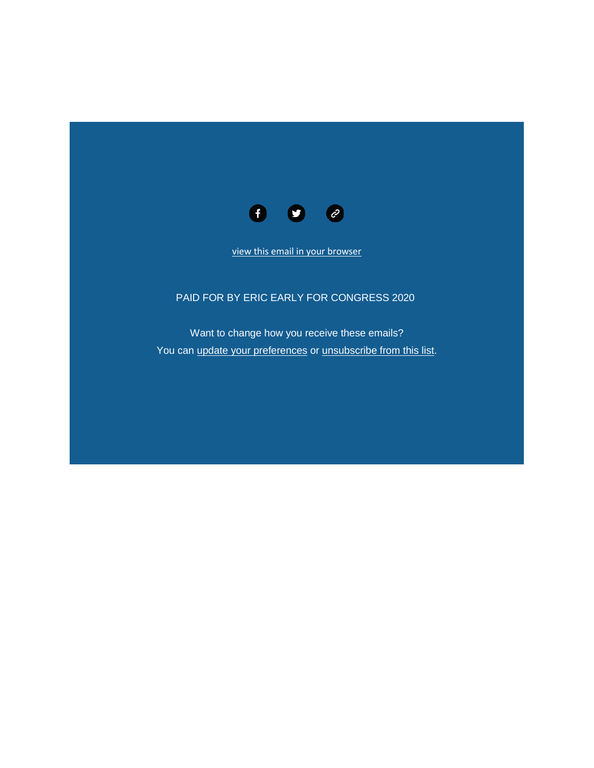view this email in your browser

PAID FOR BY ERIC EARLY FOR CONGRESS 2020

Want to change how you receive these emails?
You can update your preferences or unsubscribe from this list.